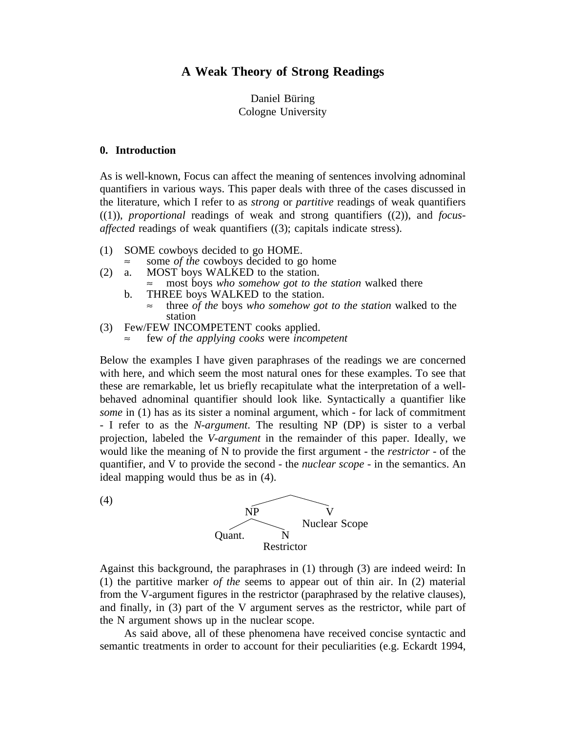# A Weak Theory of Strong Readings

Daniel Büring
Cologne University

## 0. Introduction

As is well-known, Focus can affect the meaning of sentences involving adnominal quantifiers in various ways. This paper deals with three of the cases discussed in the literature, which I refer to as *strong* or *partitive* readings of weak quantifiers ((1)), *proportional* readings of weak and strong quantifiers ((2)), and *focus-affected* readings of weak quantifiers ((3); capitals indicate stress).

(1) SOME cowboys decided to go HOME.
  ≈ some *of the* cowboys decided to go home

(2) a. MOST boys WALKED to the station.
  ≈ most boys *who somehow got to the station* walked there
 b. THREE boys WALKED to the station.
  ≈ three *of the* boys *who somehow got to the station* walked to the station

(3) Few/FEW INCOMPETENT cooks applied.
  ≈ few *of the applying cooks* were *incompetent*

Below the examples I have given paraphrases of the readings we are concerned with here, and which seem the most natural ones for these examples. To see that these are remarkable, let us briefly recapitulate what the interpretation of a well-behaved adnominal quantifier should look like. Syntactically a quantifier like *some* in (1) has as its sister a nominal argument, which - for lack of commitment - I refer to as the *N-argument*. The resulting NP (DP) is sister to a verbal projection, labeled the *V-argument* in the remainder of this paper. Ideally, we would like the meaning of N to provide the first argument - the *restrictor* - of the quantifier, and V to provide the second - the *nuclear scope* - in the semantics. An ideal mapping would thus be as in (4).

(4)
```
            /\
          NP    V
         /  \   Nuclear Scope
    Quant.   N
         Restrictor
```

Against this background, the paraphrases in (1) through (3) are indeed weird: In (1) the partitive marker *of the* seems to appear out of thin air. In (2) material from the V-argument figures in the restrictor (paraphrased by the relative clauses), and finally, in (3) part of the V argument serves as the restrictor, while part of the N argument shows up in the nuclear scope.

As said above, all of these phenomena have received concise syntactic and semantic treatments in order to account for their peculiarities (e.g. Eckardt 1994,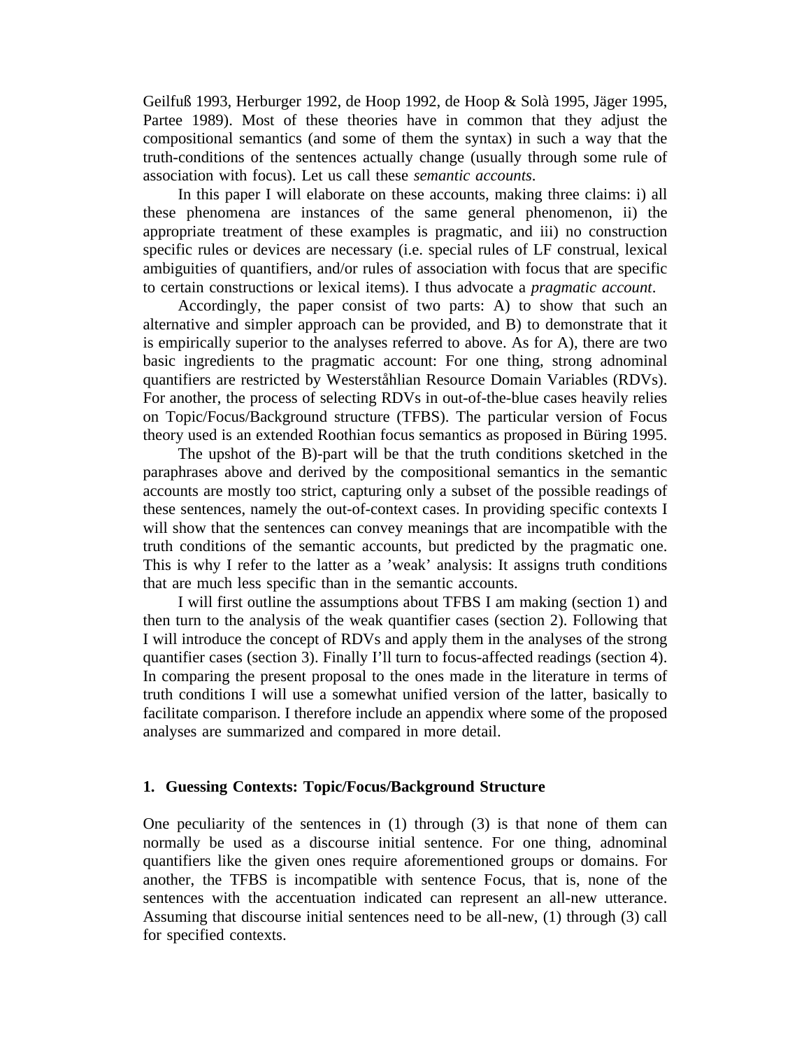Geilfuß 1993, Herburger 1992, de Hoop 1992, de Hoop & Solà 1995, Jäger 1995, Partee 1989). Most of these theories have in common that they adjust the compositional semantics (and some of them the syntax) in such a way that the truth-conditions of the sentences actually change (usually through some rule of association with focus). Let us call these *semantic accounts*.

In this paper I will elaborate on these accounts, making three claims: i) all these phenomena are instances of the same general phenomenon, ii) the appropriate treatment of these examples is pragmatic, and iii) no construction specific rules or devices are necessary (i.e. special rules of LF construal, lexical ambiguities of quantifiers, and/or rules of association with focus that are specific to certain constructions or lexical items). I thus advocate a *pragmatic account*.

Accordingly, the paper consist of two parts: A) to show that such an alternative and simpler approach can be provided, and B) to demonstrate that it is empirically superior to the analyses referred to above. As for A), there are two basic ingredients to the pragmatic account: For one thing, strong adnominal quantifiers are restricted by Westerståhlian Resource Domain Variables (RDVs). For another, the process of selecting RDVs in out-of-the-blue cases heavily relies on Topic/Focus/Background structure (TFBS). The particular version of Focus theory used is an extended Roothian focus semantics as proposed in Büring 1995.

The upshot of the B)-part will be that the truth conditions sketched in the paraphrases above and derived by the compositional semantics in the semantic accounts are mostly too strict, capturing only a subset of the possible readings of these sentences, namely the out-of-context cases. In providing specific contexts I will show that the sentences can convey meanings that are incompatible with the truth conditions of the semantic accounts, but predicted by the pragmatic one. This is why I refer to the latter as a 'weak' analysis: It assigns truth conditions that are much less specific than in the semantic accounts.

I will first outline the assumptions about TFBS I am making (section 1) and then turn to the analysis of the weak quantifier cases (section 2). Following that I will introduce the concept of RDVs and apply them in the analyses of the strong quantifier cases (section 3). Finally I'll turn to focus-affected readings (section 4). In comparing the present proposal to the ones made in the literature in terms of truth conditions I will use a somewhat unified version of the latter, basically to facilitate comparison. I therefore include an appendix where some of the proposed analyses are summarized and compared in more detail.

## 1. Guessing Contexts: Topic/Focus/Background Structure

One peculiarity of the sentences in (1) through (3) is that none of them can normally be used as a discourse initial sentence. For one thing, adnominal quantifiers like the given ones require aforementioned groups or domains. For another, the TFBS is incompatible with sentence Focus, that is, none of the sentences with the accentuation indicated can represent an all-new utterance. Assuming that discourse initial sentences need to be all-new, (1) through (3) call for specified contexts.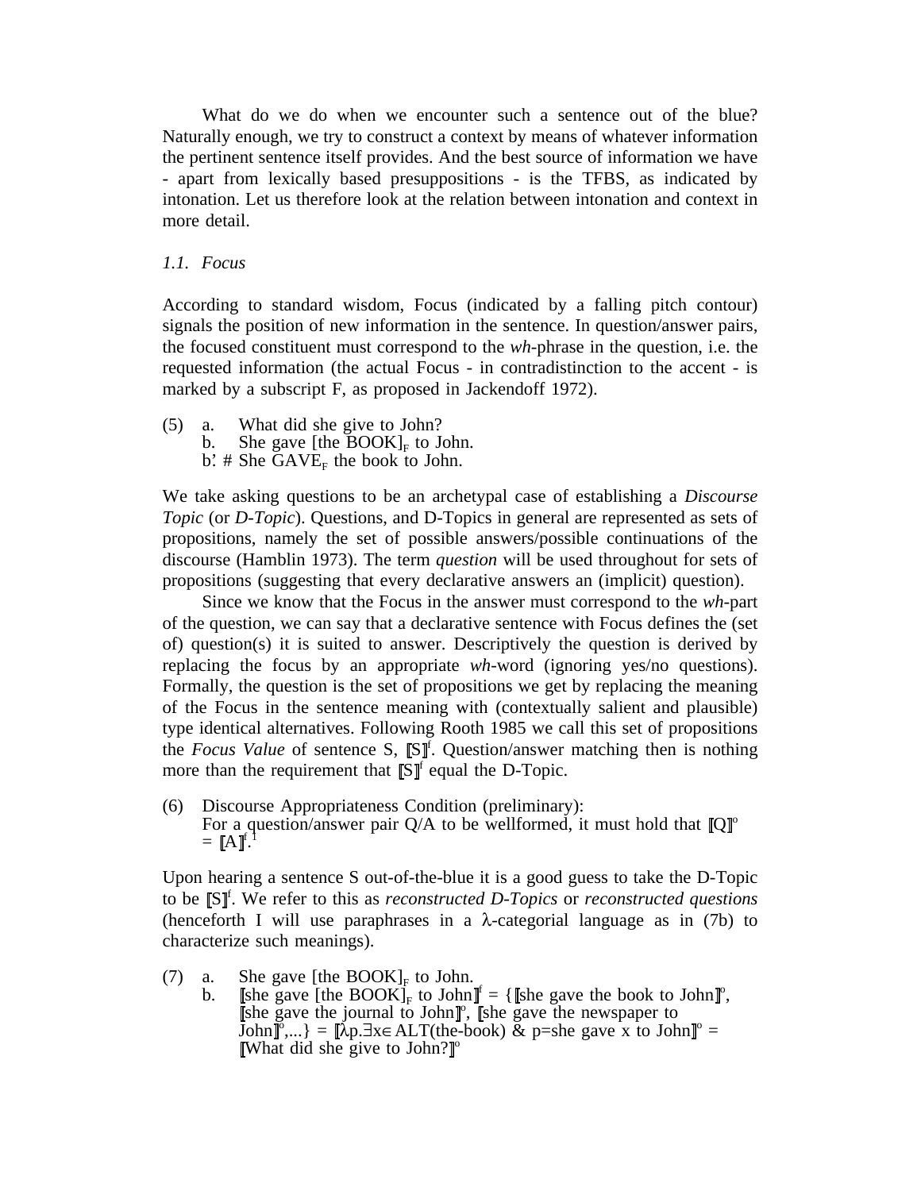What do we do when we encounter such a sentence out of the blue? Naturally enough, we try to construct a context by means of whatever information the pertinent sentence itself provides. And the best source of information we have - apart from lexically based presuppositions - is the TFBS, as indicated by intonation. Let us therefore look at the relation between intonation and context in more detail.

*1.1. Focus*

According to standard wisdom, Focus (indicated by a falling pitch contour) signals the position of new information in the sentence. In question/answer pairs, the focused constituent must correspond to the *wh*-phrase in the question, i.e. the requested information (the actual Focus - in contradistinction to the accent - is marked by a subscript F, as proposed in Jackendoff 1972).

(5) a. What did she give to John?
    b. She gave [the BOOK]$_F$ to John.
    b'. # She GAVE$_F$ the book to John.

We take asking questions to be an archetypal case of establishing a *Discourse Topic* (or *D-Topic*). Questions, and D-Topics in general are represented as sets of propositions, namely the set of possible answers/possible continuations of the discourse (Hamblin 1973). The term *question* will be used throughout for sets of propositions (suggesting that every declarative answers an (implicit) question).

Since we know that the Focus in the answer must correspond to the *wh*-part of the question, we can say that a declarative sentence with Focus defines the (set of) question(s) it is suited to answer. Descriptively the question is derived by replacing the focus by an appropriate *wh*-word (ignoring yes/no questions). Formally, the question is the set of propositions we get by replacing the meaning of the Focus in the sentence meaning with (contextually salient and plausible) type identical alternatives. Following Rooth 1985 we call this set of propositions the *Focus Value* of sentence S, $[\![S]\!]^f$. Question/answer matching then is nothing more than the requirement that $[\![S]\!]^f$ equal the D-Topic.

(6) Discourse Appropriateness Condition (preliminary):
For a question/answer pair Q/A to be wellformed, it must hold that $[\![Q]\!]^o = [\![A]\!]^f$.[1]

Upon hearing a sentence S out-of-the-blue it is a good guess to take the D-Topic to be $[\![S]\!]^f$. We refer to this as *reconstructed D-Topics* or *reconstructed questions* (henceforth I will use paraphrases in a λ-categorial language as in (7b) to characterize such meanings).

(7) a. She gave [the BOOK]$_F$ to John.
    b. $[\![$she gave [the BOOK]$_F$ to John$]\!]^f$ = {$[\![$she gave the book to John$]\!]^o$, $[\![$she gave the journal to John$]\!]^o$, $[\![$she gave the newspaper to John$]\!]^o$,...} = $[\![\lambda p.\exists x \in$ ALT(the-book) & p=she gave x to John$]\!]^o$ = $[\![$What did she give to John?$]\!]^o$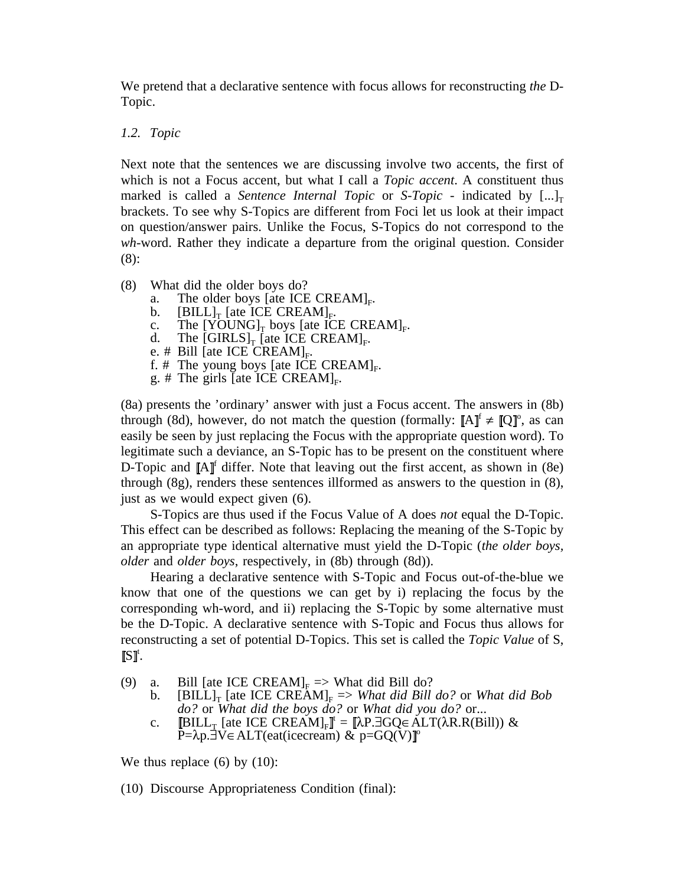We pretend that a declarative sentence with focus allows for reconstructing *the* D-Topic.

*1.2. Topic*

Next note that the sentences we are discussing involve two accents, the first of which is not a Focus accent, but what I call a *Topic accent*. A constituent thus marked is called a *Sentence Internal Topic* or *S-Topic* - indicated by $[...]_T$ brackets. To see why S-Topics are different from Foci let us look at their impact on question/answer pairs. Unlike the Focus, S-Topics do not correspond to the *wh*-word. Rather they indicate a departure from the original question. Consider (8):

(8) What did the older boys do?
  a. The older boys $[\text{ate ICE CREAM}]_F$.
  b. $[\text{BILL}]_T$ $[\text{ate ICE CREAM}]_F$.
  c. The $[\text{YOUNG}]_T$ boys $[\text{ate ICE CREAM}]_F$.
  d. The $[\text{GIRLS}]_T$ $[\text{ate ICE CREAM}]_F$.
  e. # Bill $[\text{ate ICE CREAM}]_F$.
  f. # The young boys $[\text{ate ICE CREAM}]_F$.
  g. # The girls $[\text{ate ICE CREAM}]_F$.

(8a) presents the 'ordinary' answer with just a Focus accent. The answers in (8b) through (8d), however, do not match the question (formally: $[\![A]\!]^f \neq [\![Q]\!]^o$, as can easily be seen by just replacing the Focus with the appropriate question word). To legitimate such a deviance, an S-Topic has to be present on the constituent where D-Topic and $[\![A]\!]^f$ differ. Note that leaving out the first accent, as shown in (8e) through (8g), renders these sentences illformed as answers to the question in (8), just as we would expect given (6).

S-Topics are thus used if the Focus Value of A does *not* equal the D-Topic. This effect can be described as follows: Replacing the meaning of the S-Topic by an appropriate type identical alternative must yield the D-Topic (*the older boys*, *older* and *older boys*, respectively, in (8b) through (8d)).

Hearing a declarative sentence with S-Topic and Focus out-of-the-blue we know that one of the questions we can get by i) replacing the focus by the corresponding wh-word, and ii) replacing the S-Topic by some alternative must be the D-Topic. A declarative sentence with S-Topic and Focus thus allows for reconstructing a set of potential D-Topics. This set is called the *Topic Value* of S, $[\![S]\!]^t$.

(9) a. Bill $[\text{ate ICE CREAM}]_F$ => What did Bill do?
  b. $[\text{BILL}]_T$ $[\text{ate ICE CREAM}]_F$ => *What did Bill do?* or *What did Bob do?* or *What did the boys do?* or *What did you do?* or...
  c. $[\![\text{BILL}_T\ [\text{ate ICE CREAM}]_F]\!]^t = [\![\lambda P.\exists GQ \in ALT(\lambda R.R(Bill))\ \&\ P = \lambda p.\exists V \in ALT(eat(icecream)\ \&\ p = GQ(V)]\!]^o$

We thus replace (6) by (10):

(10) Discourse Appropriateness Condition (final):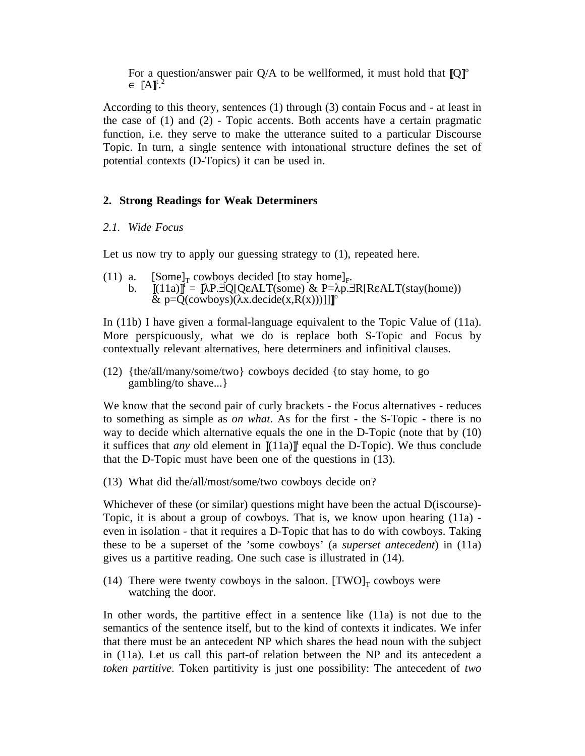For a question/answer pair Q/A to be wellformed, it must hold that $[\![Q]\!]^o \in [\![A]\!]^t$.[2]

According to this theory, sentences (1) through (3) contain Focus and - at least in the case of (1) and (2) - Topic accents. Both accents have a certain pragmatic function, i.e. they serve to make the utterance suited to a particular Discourse Topic. In turn, a single sentence with intonational structure defines the set of potential contexts (D-Topics) it can be used in.

## 2. Strong Readings for Weak Determiners

### *2.1. Wide Focus*

Let us now try to apply our guessing strategy to (1), repeated here.

(11) a. $[\text{Some}]_T$ cowboys decided $[\text{to stay home}]_F$.
b. $[\![(11a)]\!]^t = [\![\lambda P.\exists Q[Q\varepsilon ALT(some)\ \&\ P{=}\lambda p.\exists R[R\varepsilon ALT(stay(home))\ \&\ p{=}Q(cowboys)(\lambda x.decide(x,R(x)))]]]\!]^o$

In (11b) I have given a formal-language equivalent to the Topic Value of (11a). More perspicuously, what we do is replace both S-Topic and Focus by contextually relevant alternatives, here determiners and infinitival clauses.

(12) {the/all/many/some/two} cowboys decided {to stay home, to go gambling/to shave...}

We know that the second pair of curly brackets - the Focus alternatives - reduces to something as simple as *on what*. As for the first - the S-Topic - there is no way to decide which alternative equals the one in the D-Topic (note that by (10) it suffices that *any* old element in $[\![(11a)]\!]^t$ equal the D-Topic). We thus conclude that the D-Topic must have been one of the questions in (13).

(13) What did the/all/most/some/two cowboys decide on?

Whichever of these (or similar) questions might have been the actual D(iscourse)-Topic, it is about a group of cowboys. That is, we know upon hearing (11a) - even in isolation - that it requires a D-Topic that has to do with cowboys. Taking these to be a superset of the 'some cowboys' (a *superset antecedent*) in (11a) gives us a partitive reading. One such case is illustrated in (14).

(14) There were twenty cowboys in the saloon. $[\text{TWO}]_T$ cowboys were watching the door.

In other words, the partitive effect in a sentence like (11a) is not due to the semantics of the sentence itself, but to the kind of contexts it indicates. We infer that there must be an antecedent NP which shares the head noun with the subject in (11a). Let us call this part-of relation between the NP and its antecedent a *token partitive*. Token partitivity is just one possibility: The antecedent of *two*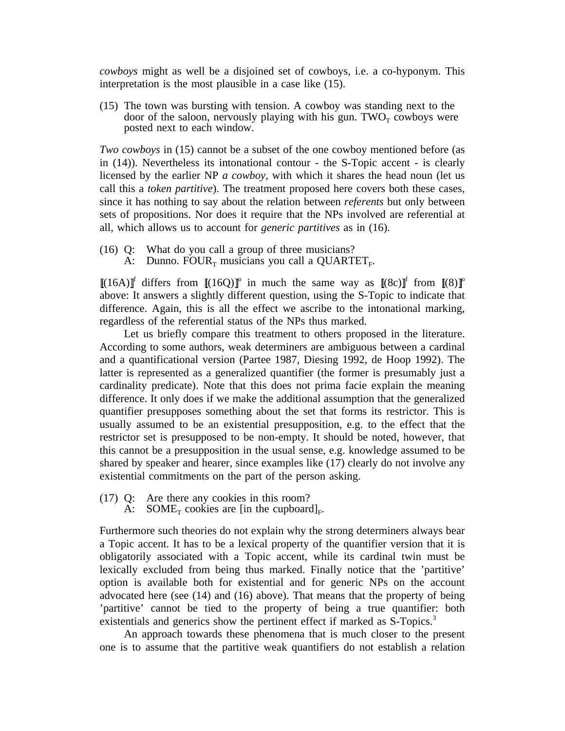*cowboys* might as well be a disjoined set of cowboys, i.e. a co-hyponym. This interpretation is the most plausible in a case like (15).

(15) The town was bursting with tension. A cowboy was standing next to the door of the saloon, nervously playing with his gun. $\text{TWO}_T$ cowboys were posted next to each window.

*Two cowboys* in (15) cannot be a subset of the one cowboy mentioned before (as in (14)). Nevertheless its intonational contour - the S-Topic accent - is clearly licensed by the earlier NP *a cowboy*, with which it shares the head noun (let us call this a *token partitive*). The treatment proposed here covers both these cases, since it has nothing to say about the relation between *referents* but only between sets of propositions. Nor does it require that the NPs involved are referential at all, which allows us to account for *generic partitives* as in (16).

(16) Q: What do you call a group of three musicians?
A: Dunno. $\text{FOUR}_T$ musicians you call a $\text{QUARTET}_F$.

$[\![(16A)]\!]^f$ differs from $[\![(16Q)]\!]^o$ in much the same way as $[\![(8c)]\!]^f$ from $[\![(8)]\!]^o$ above: It answers a slightly different question, using the S-Topic to indicate that difference. Again, this is all the effect we ascribe to the intonational marking, regardless of the referential status of the NPs thus marked.

Let us briefly compare this treatment to others proposed in the literature. According to some authors, weak determiners are ambiguous between a cardinal and a quantificational version (Partee 1987, Diesing 1992, de Hoop 1992). The latter is represented as a generalized quantifier (the former is presumably just a cardinality predicate). Note that this does not prima facie explain the meaning difference. It only does if we make the additional assumption that the generalized quantifier presupposes something about the set that forms its restrictor. This is usually assumed to be an existential presupposition, e.g. to the effect that the restrictor set is presupposed to be non-empty. It should be noted, however, that this cannot be a presupposition in the usual sense, e.g. knowledge assumed to be shared by speaker and hearer, since examples like (17) clearly do not involve any existential commitments on the part of the person asking.

(17) Q: Are there any cookies in this room?
A: $\text{SOME}_T$ cookies are [in the cupboard]$_F$.

Furthermore such theories do not explain why the strong determiners always bear a Topic accent. It has to be a lexical property of the quantifier version that it is obligatorily associated with a Topic accent, while its cardinal twin must be lexically excluded from being thus marked. Finally notice that the 'partitive' option is available both for existential and for generic NPs on the account advocated here (see (14) and (16) above). That means that the property of being 'partitive' cannot be tied to the property of being a true quantifier: both existentials and generics show the pertinent effect if marked as S-Topics.[3]

An approach towards these phenomena that is much closer to the present one is to assume that the partitive weak quantifiers do not establish a relation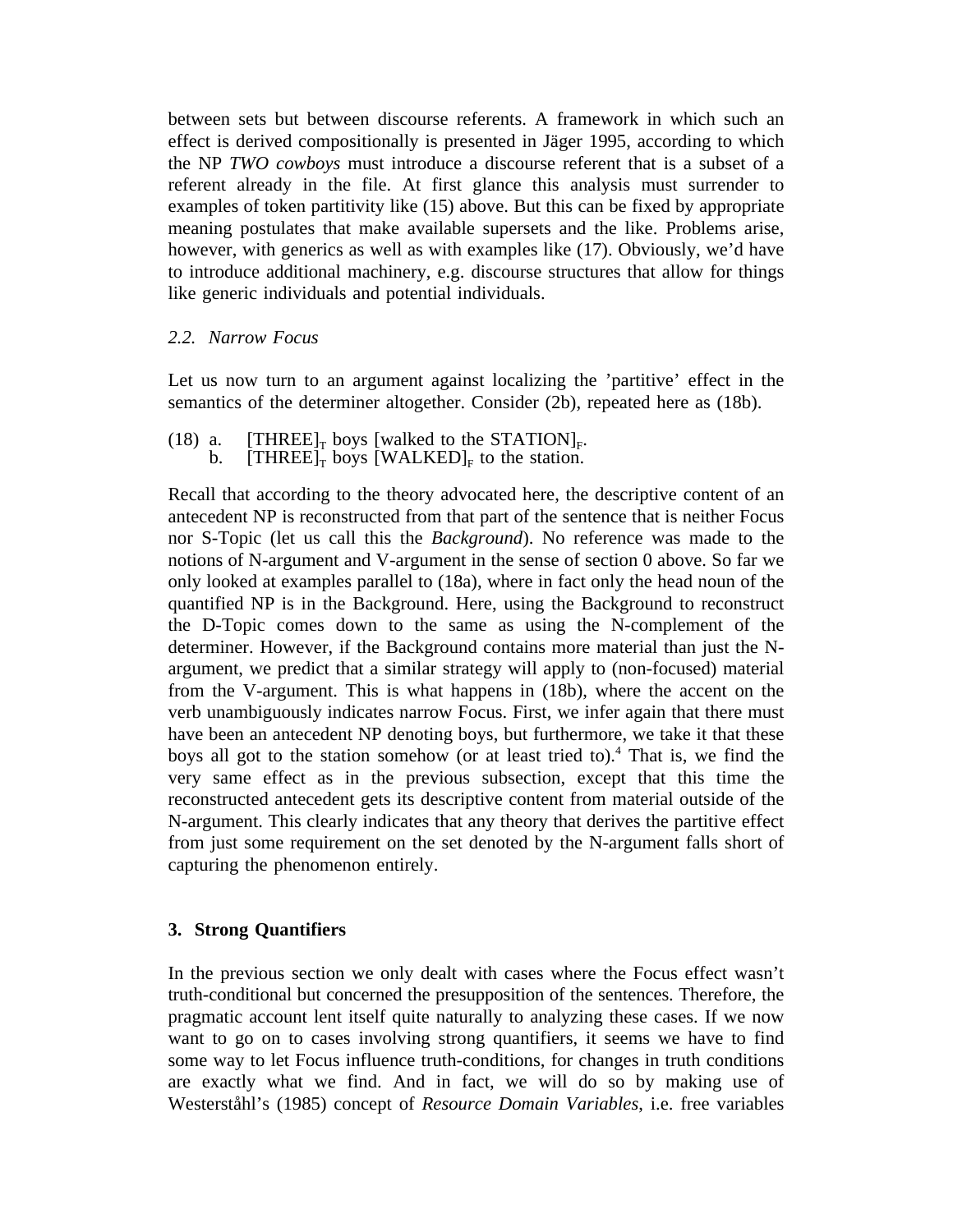between sets but between discourse referents. A framework in which such an effect is derived compositionally is presented in Jäger 1995, according to which the NP *TWO cowboys* must introduce a discourse referent that is a subset of a referent already in the file. At first glance this analysis must surrender to examples of token partitivity like (15) above. But this can be fixed by appropriate meaning postulates that make available supersets and the like. Problems arise, however, with generics as well as with examples like (17). Obviously, we'd have to introduce additional machinery, e.g. discourse structures that allow for things like generic individuals and potential individuals.

### 2.2. Narrow Focus

Let us now turn to an argument against localizing the 'partitive' effect in the semantics of the determiner altogether. Consider (2b), repeated here as (18b).

(18) a. $[\text{THREE}]_T$ boys [walked to the $\text{STATION}]_F$.
  b. $[\text{THREE}]_T$ boys $[\text{WALKED}]_F$ to the station.

Recall that according to the theory advocated here, the descriptive content of an antecedent NP is reconstructed from that part of the sentence that is neither Focus nor S-Topic (let us call this the *Background*). No reference was made to the notions of N-argument and V-argument in the sense of section 0 above. So far we only looked at examples parallel to (18a), where in fact only the head noun of the quantified NP is in the Background. Here, using the Background to reconstruct the D-Topic comes down to the same as using the N-complement of the determiner. However, if the Background contains more material than just the N-argument, we predict that a similar strategy will apply to (non-focused) material from the V-argument. This is what happens in (18b), where the accent on the verb unambiguously indicates narrow Focus. First, we infer again that there must have been an antecedent NP denoting boys, but furthermore, we take it that these boys all got to the station somehow (or at least tried to).[4] That is, we find the very same effect as in the previous subsection, except that this time the reconstructed antecedent gets its descriptive content from material outside of the N-argument. This clearly indicates that any theory that derives the partitive effect from just some requirement on the set denoted by the N-argument falls short of capturing the phenomenon entirely.

## 3. Strong Quantifiers

In the previous section we only dealt with cases where the Focus effect wasn't truth-conditional but concerned the presupposition of the sentences. Therefore, the pragmatic account lent itself quite naturally to analyzing these cases. If we now want to go on to cases involving strong quantifiers, it seems we have to find some way to let Focus influence truth-conditions, for changes in truth conditions are exactly what we find. And in fact, we will do so by making use of Westerståhl's (1985) concept of *Resource Domain Variables*, i.e. free variables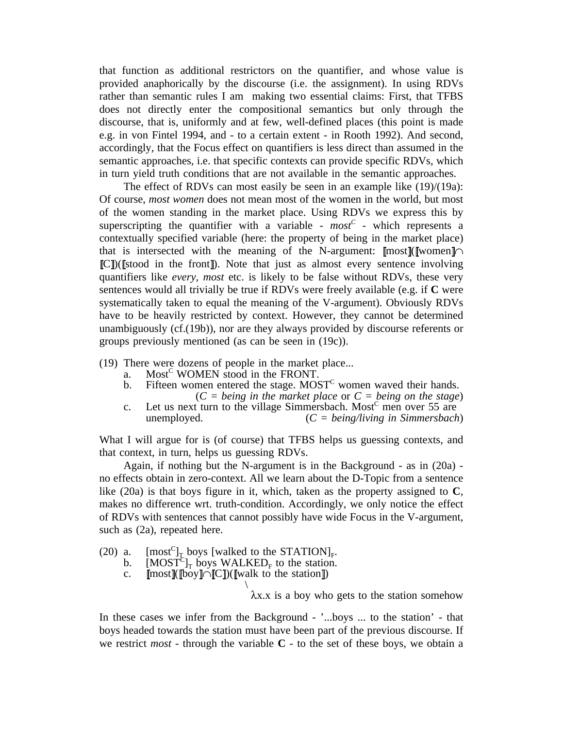that function as additional restrictors on the quantifier, and whose value is provided anaphorically by the discourse (i.e. the assignment). In using RDVs rather than semantic rules I am making two essential claims: First, that TFBS does not directly enter the compositional semantics but only through the discourse, that is, uniformly and at few, well-defined places (this point is made e.g. in von Fintel 1994, and - to a certain extent - in Rooth 1992). And second, accordingly, that the Focus effect on quantifiers is less direct than assumed in the semantic approaches, i.e. that specific contexts can provide specific RDVs, which in turn yield truth conditions that are not available in the semantic approaches.

The effect of RDVs can most easily be seen in an example like (19)/(19a): Of course, *most women* does not mean most of the women in the world, but most of the women standing in the market place. Using RDVs we express this by superscripting the quantifier with a variable - *most*$^{C}$ - which represents a contextually specified variable (here: the property of being in the market place) that is intersected with the meaning of the N-argument: ⟦most⟧(⟦women⟧$\cap$ ⟦C⟧)(⟦stood in the front⟧). Note that just as almost every sentence involving quantifiers like *every*, *most* etc. is likely to be false without RDVs, these very sentences would all trivially be true if RDVs were freely available (e.g. if **C** were systematically taken to equal the meaning of the V-argument). Obviously RDVs have to be heavily restricted by context. However, they cannot be determined unambiguously (cf.(19b)), nor are they always provided by discourse referents or groups previously mentioned (as can be seen in (19c)).

(19) There were dozens of people in the market place...
  a. Most$^{C}$ WOMEN stood in the FRONT.
  b. Fifteen women entered the stage. MOST$^{C}$ women waved their hands. (*C = being in the market place* or *C = being on the stage*)
  c. Let us next turn to the village Simmersbach. Most$^{C}$ men over 55 are unemployed. (*C = being/living in Simmersbach*)

What I will argue for is (of course) that TFBS helps us guessing contexts, and that context, in turn, helps us guessing RDVs.

Again, if nothing but the N-argument is in the Background - as in (20a) - no effects obtain in zero-context. All we learn about the D-Topic from a sentence like (20a) is that boys figure in it, which, taken as the property assigned to **C**, makes no difference wrt. truth-condition. Accordingly, we only notice the effect of RDVs with sentences that cannot possibly have wide Focus in the V-argument, such as (2a), repeated here.

(20) a. $[\text{most}^{C}]_{T}$ boys [walked to the STATION]$_{F}$.
  b. $[\text{MOST}^{C}]_{T}$ boys WALKED$_{F}$ to the station.
  c. ⟦most⟧(⟦boy⟧$\cap$⟦C⟧)(⟦walk to the station⟧)
     \
     $\lambda$x.x is a boy who gets to the station somehow

In these cases we infer from the Background - '...boys ... to the station' - that boys headed towards the station must have been part of the previous discourse. If we restrict *most* - through the variable **C** - to the set of these boys, we obtain a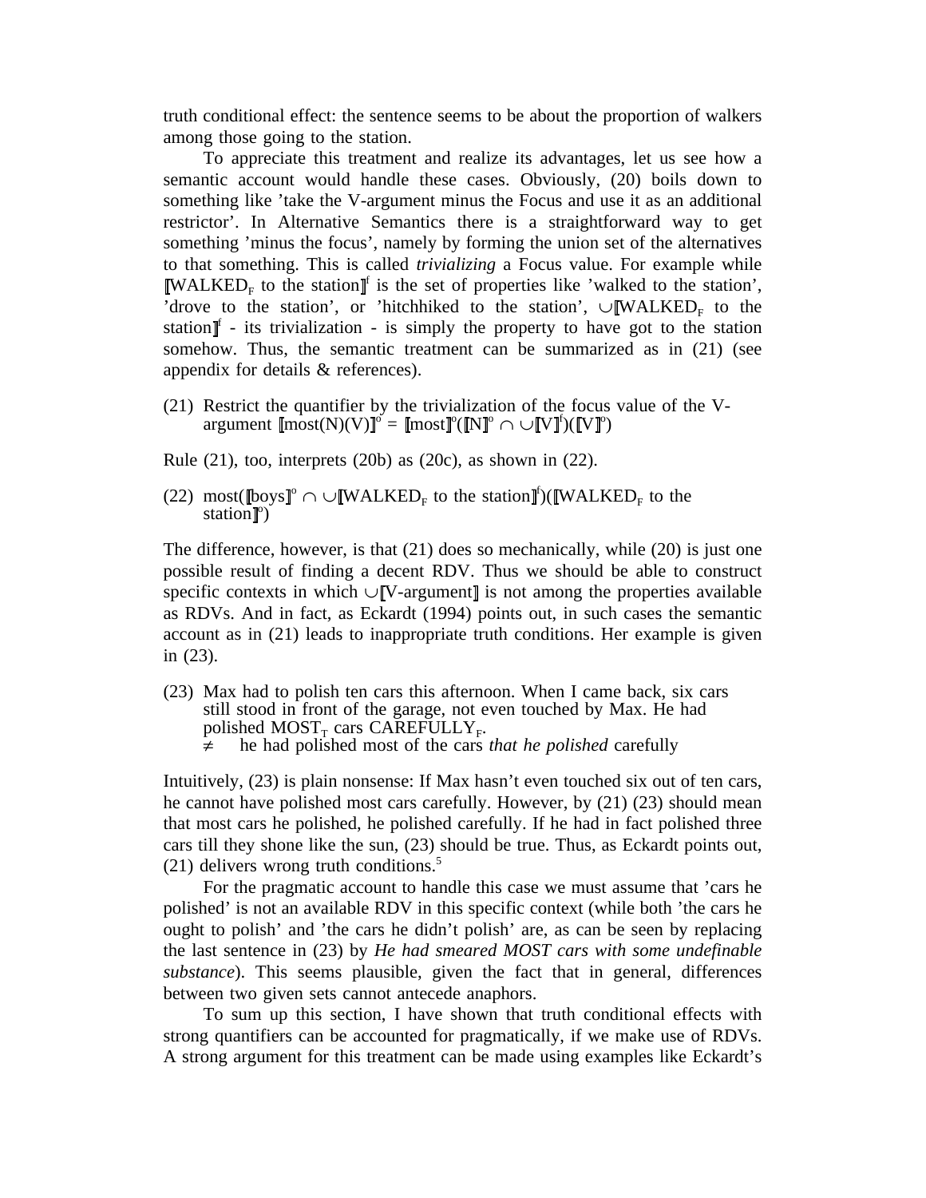truth conditional effect: the sentence seems to be about the proportion of walkers among those going to the station.

To appreciate this treatment and realize its advantages, let us see how a semantic account would handle these cases. Obviously, (20) boils down to something like 'take the V-argument minus the Focus and use it as an additional restrictor'. In Alternative Semantics there is a straightforward way to get something 'minus the focus', namely by forming the union set of the alternatives to that something. This is called *trivializing* a Focus value. For example while $[\![\text{WALKED}_F \text{ to the station}]\!]^f$ is the set of properties like 'walked to the station', 'drove to the station', or 'hitchhiked to the station', $\cup[\![\text{WALKED}_F \text{ to the station}]\!]^f$ - its trivialization - is simply the property to have got to the station somehow. Thus, the semantic treatment can be summarized as in (21) (see appendix for details & references).

(21) Restrict the quantifier by the trivialization of the focus value of the V-argument $[\![\text{most}(N)(V)]\!]^o = [\![\text{most}]\!]^o([\![N]\!]^o \cap \cup[\![V]\!]^f)([\![V]\!]^o)$

Rule (21), too, interprets (20b) as (20c), as shown in (22).

(22) $\text{most}([\![\text{boys}]\!]^o \cap \cup[\![\text{WALKED}_F \text{ to the station}]\!]^f)([\![\text{WALKED}_F \text{ to the station}]\!]^o)$

The difference, however, is that (21) does so mechanically, while (20) is just one possible result of finding a decent RDV. Thus we should be able to construct specific contexts in which $\cup[\![\text{V-argument}]\!]$ is not among the properties available as RDVs. And in fact, as Eckardt (1994) points out, in such cases the semantic account as in (21) leads to inappropriate truth conditions. Her example is given in (23).

(23) Max had to polish ten cars this afternoon. When I came back, six cars still stood in front of the garage, not even touched by Max. He had polished $\text{MOST}_T$ cars $\text{CAREFULLY}_F$.
≠ he had polished most of the cars *that he polished* carefully

Intuitively, (23) is plain nonsense: If Max hasn't even touched six out of ten cars, he cannot have polished most cars carefully. However, by (21) (23) should mean that most cars he polished, he polished carefully. If he had in fact polished three cars till they shone like the sun, (23) should be true. Thus, as Eckardt points out, (21) delivers wrong truth conditions.[5]

For the pragmatic account to handle this case we must assume that 'cars he polished' is not an available RDV in this specific context (while both 'the cars he ought to polish' and 'the cars he didn't polish' are, as can be seen by replacing the last sentence in (23) by *He had smeared MOST cars with some undefinable substance*). This seems plausible, given the fact that in general, differences between two given sets cannot antecede anaphors.

To sum up this section, I have shown that truth conditional effects with strong quantifiers can be accounted for pragmatically, if we make use of RDVs. A strong argument for this treatment can be made using examples like Eckardt's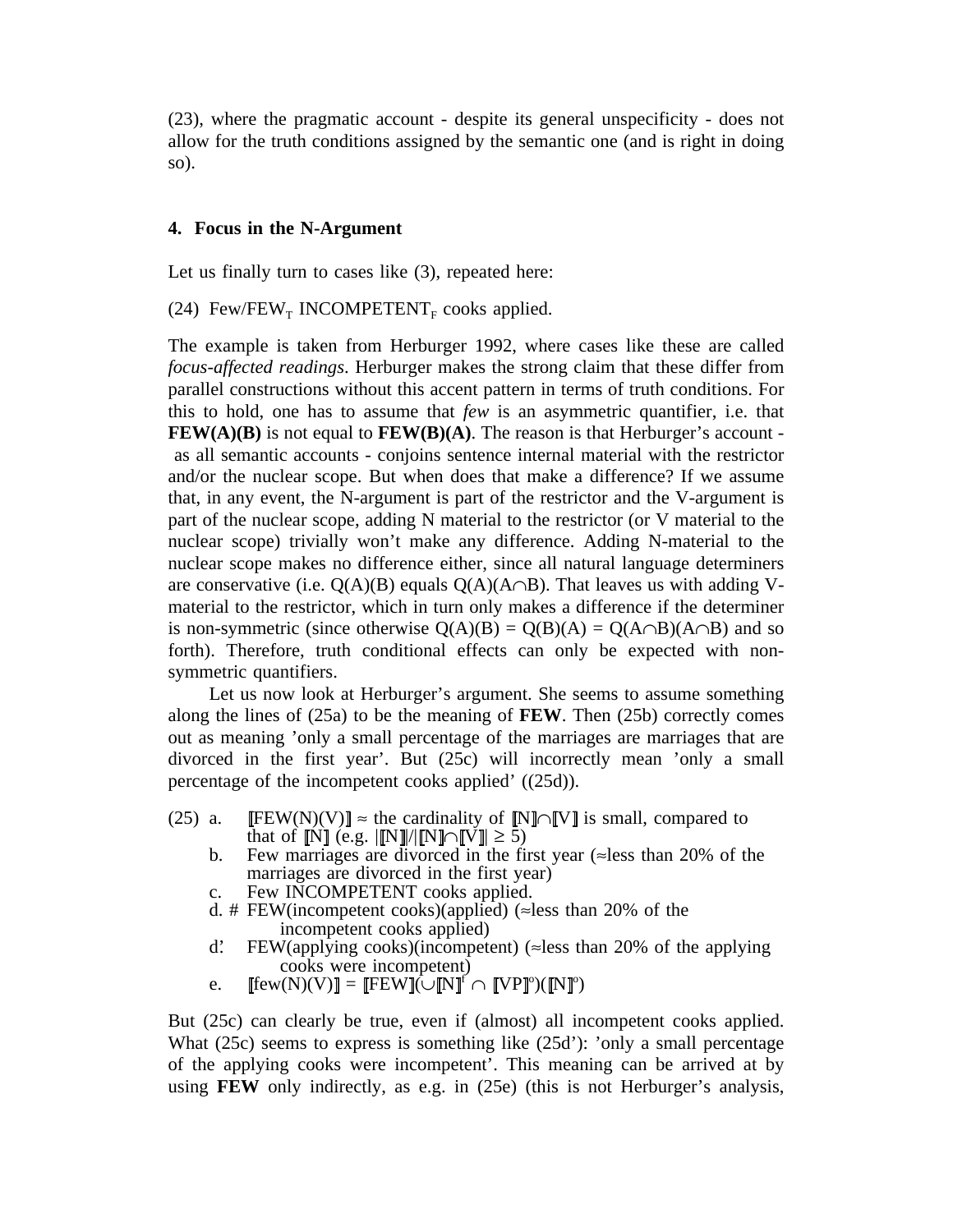(23), where the pragmatic account - despite its general unspecificity - does not allow for the truth conditions assigned by the semantic one (and is right in doing so).

## 4. Focus in the N-Argument

Let us finally turn to cases like (3), repeated here:

(24) Few/FEW$_T$ INCOMPETENT$_F$ cooks applied.

The example is taken from Herburger 1992, where cases like these are called *focus-affected readings*. Herburger makes the strong claim that these differ from parallel constructions without this accent pattern in terms of truth conditions. For this to hold, one has to assume that *few* is an asymmetric quantifier, i.e. that **FEW(A)(B)** is not equal to **FEW(B)(A)**. The reason is that Herburger's account - as all semantic accounts - conjoins sentence internal material with the restrictor and/or the nuclear scope. But when does that make a difference? If we assume that, in any event, the N-argument is part of the restrictor and the V-argument is part of the nuclear scope, adding N material to the restrictor (or V material to the nuclear scope) trivially won't make any difference. Adding N-material to the nuclear scope makes no difference either, since all natural language determiners are conservative (i.e. Q(A)(B) equals Q(A)(A$\cap$B). That leaves us with adding V-material to the restrictor, which in turn only makes a difference if the determiner is non-symmetric (since otherwise Q(A)(B) = Q(B)(A) = Q(A$\cap$B)(A$\cap$B) and so forth). Therefore, truth conditional effects can only be expected with non-symmetric quantifiers.

Let us now look at Herburger's argument. She seems to assume something along the lines of (25a) to be the meaning of **FEW**. Then (25b) correctly comes out as meaning 'only a small percentage of the marriages are marriages that are divorced in the first year'. But (25c) will incorrectly mean 'only a small percentage of the incompetent cooks applied' ((25d)).

(25) a. $[\![$FEW(N)(V)$]\!]$ ≈ the cardinality of $[\![$N$]\!] \cap [\![$V$]\!]$ is small, compared to that of $[\![$N$]\!]$ (e.g. $|[\![N]\!]| / |[\![N]\!] \cap [\![V]\!]| \geq 5$)

b. Few marriages are divorced in the first year (≈less than 20% of the marriages are divorced in the first year)

c. Few INCOMPETENT cooks applied.

d. # FEW(incompetent cooks)(applied) (≈less than 20% of the incompetent cooks applied)

d'. FEW(applying cooks)(incompetent) (≈less than 20% of the applying cooks were incompetent)

e. $[\![$few(N)(V)$]\!]$ = $[\![$FEW$]\!](\cup[\![N]\!]^f \cap [\![VP]\!]^o)([\![N]\!]^o)$

But (25c) can clearly be true, even if (almost) all incompetent cooks applied. What (25c) seems to express is something like (25d'): 'only a small percentage of the applying cooks were incompetent'. This meaning can be arrived at by using **FEW** only indirectly, as e.g. in (25e) (this is not Herburger's analysis,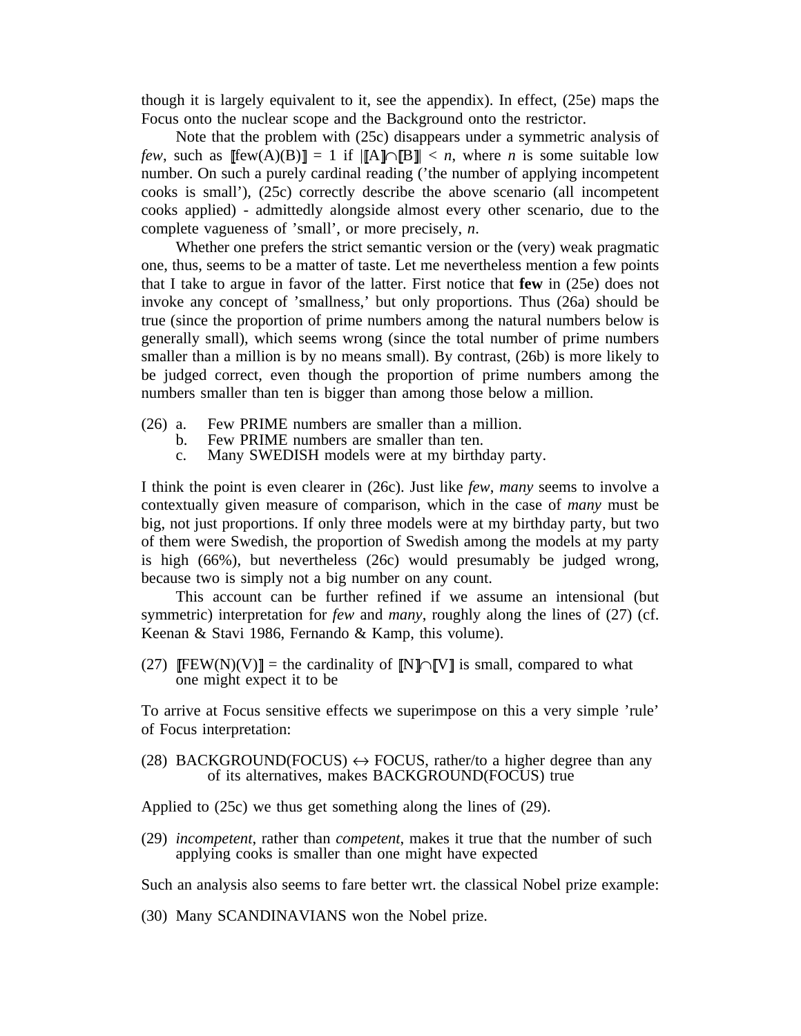though it is largely equivalent to it, see the appendix). In effect, (25e) maps the Focus onto the nuclear scope and the Background onto the restrictor.

Note that the problem with (25c) disappears under a symmetric analysis of *few*, such as $[\![\text{few(A)(B)}]\!] = 1$ if $|[\![\text{A}]\!] \cap [\![\text{B}]\!]| < n$, where $n$ is some suitable low number. On such a purely cardinal reading ('the number of applying incompetent cooks is small'), (25c) correctly describe the above scenario (all incompetent cooks applied) - admittedly alongside almost every other scenario, due to the complete vagueness of 'small', or more precisely, $n$.

Whether one prefers the strict semantic version or the (very) weak pragmatic one, thus, seems to be a matter of taste. Let me nevertheless mention a few points that I take to argue in favor of the latter. First notice that **few** in (25e) does not invoke any concept of 'smallness,' but only proportions. Thus (26a) should be true (since the proportion of prime numbers among the natural numbers below is generally small), which seems wrong (since the total number of prime numbers smaller than a million is by no means small). By contrast, (26b) is more likely to be judged correct, even though the proportion of prime numbers among the numbers smaller than ten is bigger than among those below a million.

(26) a. Few PRIME numbers are smaller than a million.
b. Few PRIME numbers are smaller than ten.
c. Many SWEDISH models were at my birthday party.

I think the point is even clearer in (26c). Just like *few*, *many* seems to involve a contextually given measure of comparison, which in the case of *many* must be big, not just proportions. If only three models were at my birthday party, but two of them were Swedish, the proportion of Swedish among the models at my party is high (66%), but nevertheless (26c) would presumably be judged wrong, because two is simply not a big number on any count.

This account can be further refined if we assume an intensional (but symmetric) interpretation for *few* and *many*, roughly along the lines of (27) (cf. Keenan & Stavi 1986, Fernando & Kamp, this volume).

(27) $[\![\text{FEW(N)(V)}]\!]$ = the cardinality of $[\![\text{N}]\!] \cap [\![\text{V}]\!]$ is small, compared to what one might expect it to be

To arrive at Focus sensitive effects we superimpose on this a very simple 'rule' of Focus interpretation:

(28) BACKGROUND(FOCUS) $\leftrightarrow$ FOCUS, rather/to a higher degree than any of its alternatives, makes BACKGROUND(FOCUS) true

Applied to (25c) we thus get something along the lines of (29).

(29) *incompetent*, rather than *competent*, makes it true that the number of such applying cooks is smaller than one might have expected

Such an analysis also seems to fare better wrt. the classical Nobel prize example:

(30) Many SCANDINAVIANS won the Nobel prize.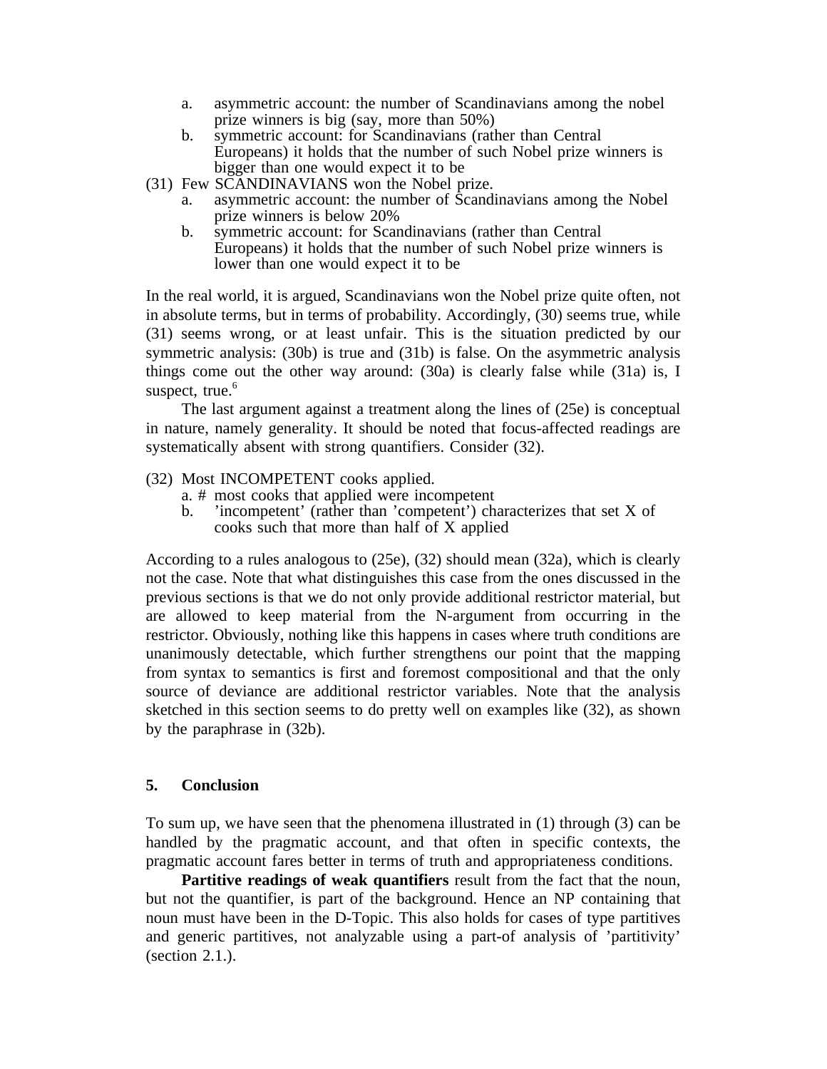a. asymmetric account: the number of Scandinavians among the nobel prize winners is big (say, more than 50%)
b. symmetric account: for Scandinavians (rather than Central Europeans) it holds that the number of such Nobel prize winners is bigger than one would expect it to be

(31) Few SCANDINAVIANS won the Nobel prize.
a. asymmetric account: the number of Scandinavians among the Nobel prize winners is below 20%
b. symmetric account: for Scandinavians (rather than Central Europeans) it holds that the number of such Nobel prize winners is lower than one would expect it to be

In the real world, it is argued, Scandinavians won the Nobel prize quite often, not in absolute terms, but in terms of probability. Accordingly, (30) seems true, while (31) seems wrong, or at least unfair. This is the situation predicted by our symmetric analysis: (30b) is true and (31b) is false. On the asymmetric analysis things come out the other way around: (30a) is clearly false while (31a) is, I suspect, true.[6]

The last argument against a treatment along the lines of (25e) is conceptual in nature, namely generality. It should be noted that focus-affected readings are systematically absent with strong quantifiers. Consider (32).

(32) Most INCOMPETENT cooks applied.
a. # most cooks that applied were incompetent
b. 'incompetent' (rather than 'competent') characterizes that set X of cooks such that more than half of X applied

According to a rules analogous to (25e), (32) should mean (32a), which is clearly not the case. Note that what distinguishes this case from the ones discussed in the previous sections is that we do not only provide additional restrictor material, but are allowed to keep material from the N-argument from occurring in the restrictor. Obviously, nothing like this happens in cases where truth conditions are unanimously detectable, which further strengthens our point that the mapping from syntax to semantics is first and foremost compositional and that the only source of deviance are additional restrictor variables. Note that the analysis sketched in this section seems to do pretty well on examples like (32), as shown by the paraphrase in (32b).

## 5. Conclusion

To sum up, we have seen that the phenomena illustrated in (1) through (3) can be handled by the pragmatic account, and that often in specific contexts, the pragmatic account fares better in terms of truth and appropriateness conditions.

**Partitive readings of weak quantifiers** result from the fact that the noun, but not the quantifier, is part of the background. Hence an NP containing that noun must have been in the D-Topic. This also holds for cases of type partitives and generic partitives, not analyzable using a part-of analysis of 'partitivity' (section 2.1.).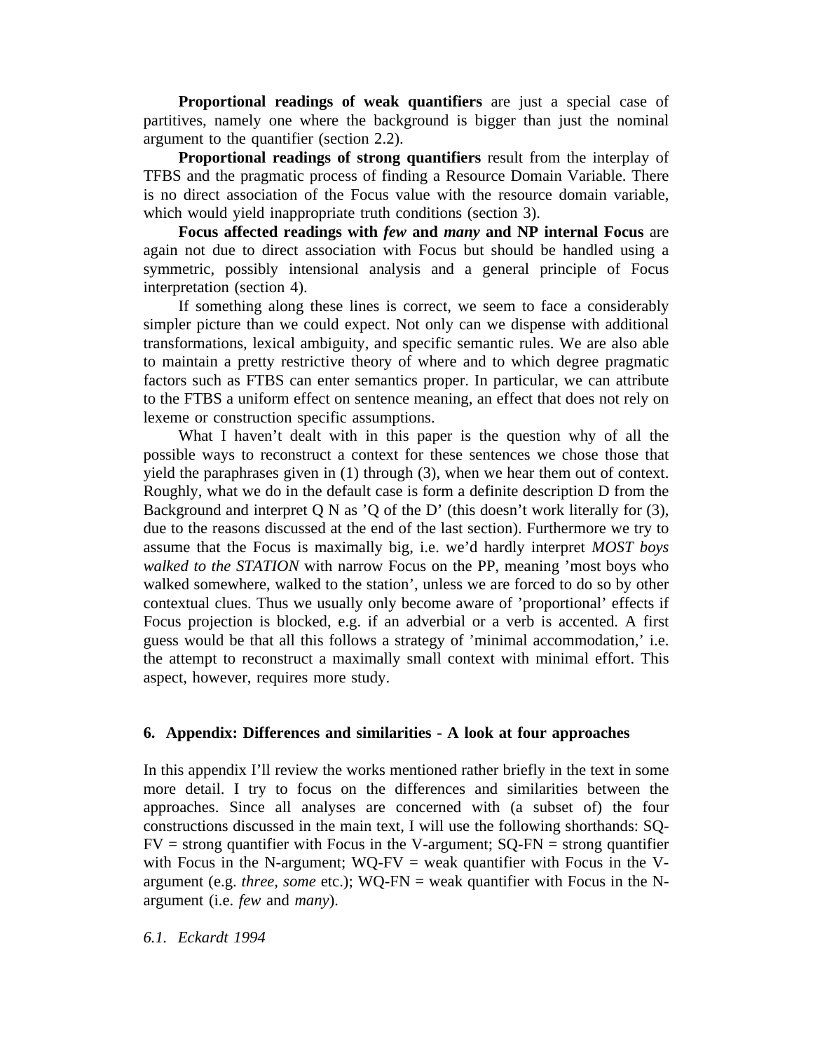**Proportional readings of weak quantifiers** are just a special case of partitives, namely one where the background is bigger than just the nominal argument to the quantifier (section 2.2).

**Proportional readings of strong quantifiers** result from the interplay of TFBS and the pragmatic process of finding a Resource Domain Variable. There is no direct association of the Focus value with the resource domain variable, which would yield inappropriate truth conditions (section 3).

**Focus affected readings with *few* and *many* and NP internal Focus** are again not due to direct association with Focus but should be handled using a symmetric, possibly intensional analysis and a general principle of Focus interpretation (section 4).

If something along these lines is correct, we seem to face a considerably simpler picture than we could expect. Not only can we dispense with additional transformations, lexical ambiguity, and specific semantic rules. We are also able to maintain a pretty restrictive theory of where and to which degree pragmatic factors such as FTBS can enter semantics proper. In particular, we can attribute to the FTBS a uniform effect on sentence meaning, an effect that does not rely on lexeme or construction specific assumptions.

What I haven't dealt with in this paper is the question why of all the possible ways to reconstruct a context for these sentences we chose those that yield the paraphrases given in (1) through (3), when we hear them out of context. Roughly, what we do in the default case is form a definite description D from the Background and interpret Q N as 'Q of the D' (this doesn't work literally for (3), due to the reasons discussed at the end of the last section). Furthermore we try to assume that the Focus is maximally big, i.e. we'd hardly interpret *MOST boys walked to the STATION* with narrow Focus on the PP, meaning 'most boys who walked somewhere, walked to the station', unless we are forced to do so by other contextual clues. Thus we usually only become aware of 'proportional' effects if Focus projection is blocked, e.g. if an adverbial or a verb is accented. A first guess would be that all this follows a strategy of 'minimal accommodation,' i.e. the attempt to reconstruct a maximally small context with minimal effort. This aspect, however, requires more study.

## 6. Appendix: Differences and similarities - A look at four approaches

In this appendix I'll review the works mentioned rather briefly in the text in some more detail. I try to focus on the differences and similarities between the approaches. Since all analyses are concerned with (a subset of) the four constructions discussed in the main text, I will use the following shorthands: SQ-FV = strong quantifier with Focus in the V-argument; SQ-FN = strong quantifier with Focus in the N-argument; WQ-FV = weak quantifier with Focus in the V-argument (e.g. *three*, *some* etc.); WQ-FN = weak quantifier with Focus in the N-argument (i.e. *few* and *many*).

### *6.1. Eckardt 1994*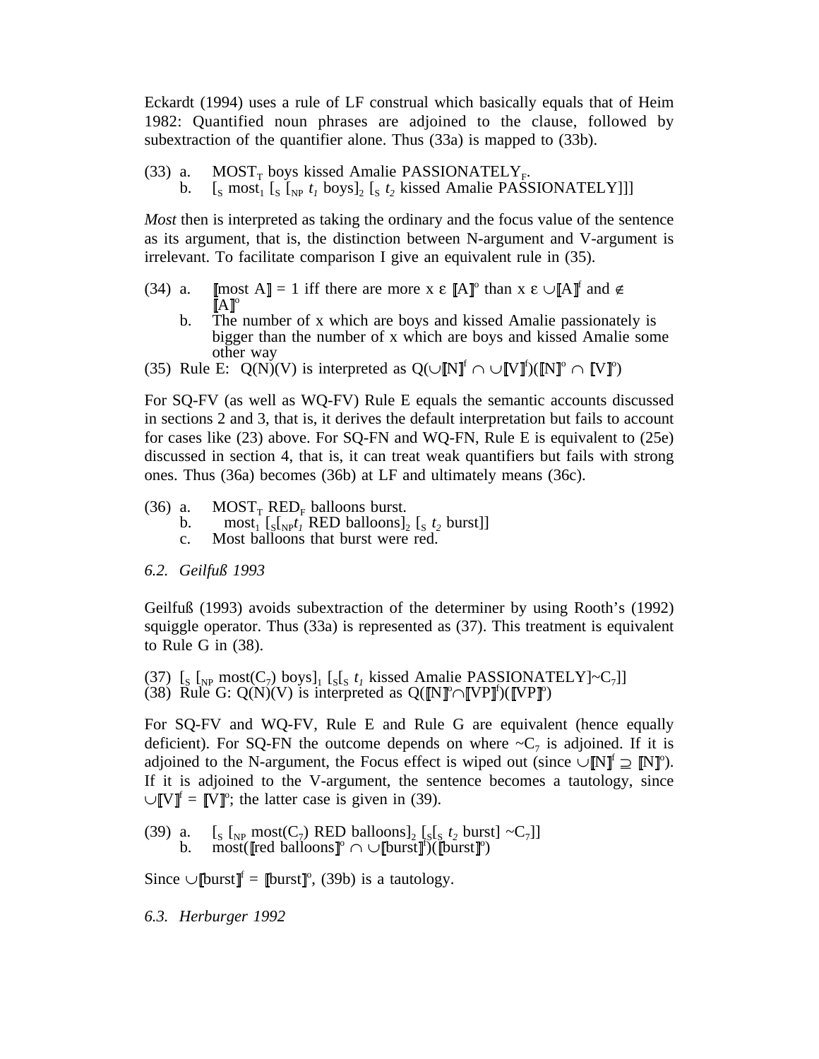Eckardt (1994) uses a rule of LF construal which basically equals that of Heim 1982: Quantified noun phrases are adjoined to the clause, followed by subextraction of the quantifier alone. Thus (33a) is mapped to (33b).

(33) a. $\text{MOST}_T$ boys kissed Amalie $\text{PASSIONATELY}_F$.
b. $[_S \text{ most}_1 [_S [_{NP} t_1 \text{ boys}]_2 [_S t_2 \text{ kissed Amalie PASSIONATELY}]]]$

*Most* then is interpreted as taking the ordinary and the focus value of the sentence as its argument, that is, the distinction between N-argument and V-argument is irrelevant. To facilitate comparison I give an equivalent rule in (35).

(34) a. $[\![\text{most A}]\!] = 1$ iff there are more x ε $[\![A]\!]^o$ than x ε $\cup[\![A]\!]^f$ and $\notin [\![A]\!]^o$
b. The number of x which are boys and kissed Amalie passionately is bigger than the number of x which are boys and kissed Amalie some other way

(35) Rule E: $Q(N)(V)$ is interpreted as $Q(\cup[\![N]\!]^f \cap \cup[\![V]\!]^f)([\![N]\!]^o \cap [\![V]\!]^o)$

For SQ-FV (as well as WQ-FV) Rule E equals the semantic accounts discussed in sections 2 and 3, that is, it derives the default interpretation but fails to account for cases like (23) above. For SQ-FN and WQ-FN, Rule E is equivalent to (25e) discussed in section 4, that is, it can treat weak quantifiers but fails with strong ones. Thus (36a) becomes (36b) at LF and ultimately means (36c).

(36) a. $\text{MOST}_T$ $\text{RED}_F$ balloons burst.
b. $\text{most}_1 [_S[_{NP} t_1 \text{ RED balloons}]_2 [_S t_2 \text{ burst}]]$
c. Most balloons that burst were red.

*6.2. Geilfuß 1993*

Geilfuß (1993) avoids subextraction of the determiner by using Rooth's (1992) squiggle operator. Thus (33a) is represented as (37). This treatment is equivalent to Rule G in (38).

(37) $[_S [_{NP} \text{most}(C_7) \text{ boys}]_1 [_S[_S t_1 \text{ kissed Amalie PASSIONATELY}] \sim C_7]]$
(38) Rule G: $Q(N)(V)$ is interpreted as $Q([\![N]\!]^o \cap [\![VP]\!]^f)([\![VP]\!]^o)$

For SQ-FV and WQ-FV, Rule E and Rule G are equivalent (hence equally deficient). For SQ-FN the outcome depends on where $\sim C_7$ is adjoined. If it is adjoined to the N-argument, the Focus effect is wiped out (since $\cup[\![N]\!]^f \supseteq [\![N]\!]^o$). If it is adjoined to the V-argument, the sentence becomes a tautology, since $\cup[\![V]\!]^f = [\![V]\!]^o$; the latter case is given in (39).

(39) a. $[_S [_{NP} \text{most}(C_7) \text{ RED balloons}]_2 [_S[_S t_2 \text{ burst}] \sim C_7]]$
b. $\text{most}([\![\text{red balloons}]\!]^o \cap \cup[\![\text{burst}]\!]^f)([\![\text{burst}]\!]^o)$

Since $\cup[\![\text{burst}]\!]^f = [\![\text{burst}]\!]^o$, (39b) is a tautology.

*6.3. Herburger 1992*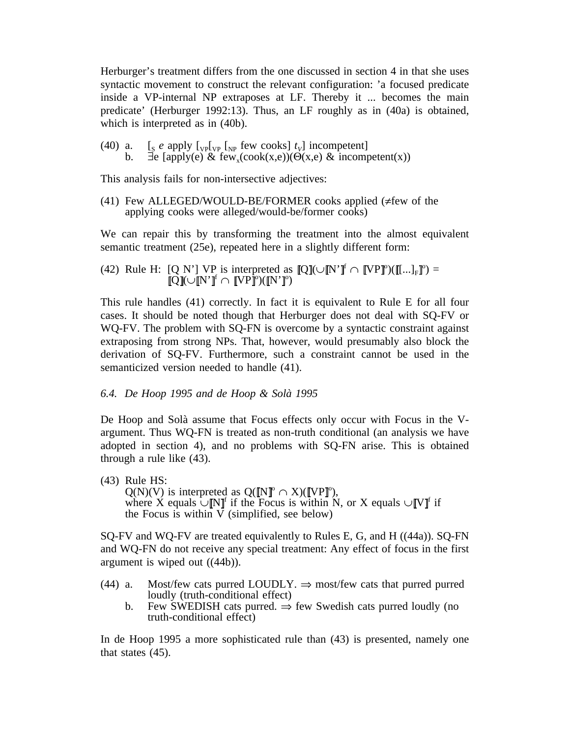Herburger's treatment differs from the one discussed in section 4 in that she uses syntactic movement to construct the relevant configuration: 'a focused predicate inside a VP-internal NP extraposes at LF. Thereby it ... becomes the main predicate' (Herburger 1992:13). Thus, an LF roughly as in (40a) is obtained, which is interpreted as in (40b).

(40) a. $[_S\ e$ apply $[_{VP}[_{VP}\ [_{NP}$ few cooks$]\ t_V]$ incompetent$]$
     b. $\exists$e [apply(e) & few$_x$(cook(x,e))($\Theta$(x,e) & incompetent(x))

This analysis fails for non-intersective adjectives:

(41) Few ALLEGED/WOULD-BE/FORMER cooks applied ($\neq$few of the applying cooks were alleged/would-be/former cooks)

We can repair this by transforming the treatment into the almost equivalent semantic treatment (25e), repeated here in a slightly different form:

(42) Rule H: [Q N'] VP is interpreted as $[\![Q]\!](\cup[\![N']\!]^f \cap [\![VP]\!]^o)([\![[...]_F]\!]^o) = [\![Q]\!](\cup[\![N']\!]^f \cap [\![VP]\!]^o)([\![N']\!]^o)$

This rule handles (41) correctly. In fact it is equivalent to Rule E for all four cases. It should be noted though that Herburger does not deal with SQ-FV or WQ-FV. The problem with SQ-FN is overcome by a syntactic constraint against extraposing from strong NPs. That, however, would presumably also block the derivation of SQ-FV. Furthermore, such a constraint cannot be used in the semanticized version needed to handle (41).

### *6.4. De Hoop 1995 and de Hoop & Solà 1995*

De Hoop and Solà assume that Focus effects only occur with Focus in the V-argument. Thus WQ-FN is treated as non-truth conditional (an analysis we have adopted in section 4), and no problems with SQ-FN arise. This is obtained through a rule like (43).

(43) Rule HS:
Q(N)(V) is interpreted as $Q([\![N]\!]^o \cap X)([\![VP]\!]^o)$,
where X equals $\cup[\![N]\!]^f$ if the Focus is within N, or X equals $\cup[\![V]\!]^f$ if the Focus is within V (simplified, see below)

SQ-FV and WQ-FV are treated equivalently to Rules E, G, and H ((44a)). SQ-FN and WQ-FN do not receive any special treatment: Any effect of focus in the first argument is wiped out ((44b)).

(44) a. Most/few cats purred LOUDLY. $\Rightarrow$ most/few cats that purred purred loudly (truth-conditional effect)
     b. Few SWEDISH cats purred. $\Rightarrow$ few Swedish cats purred loudly (no truth-conditional effect)

In de Hoop 1995 a more sophisticated rule than (43) is presented, namely one that states (45).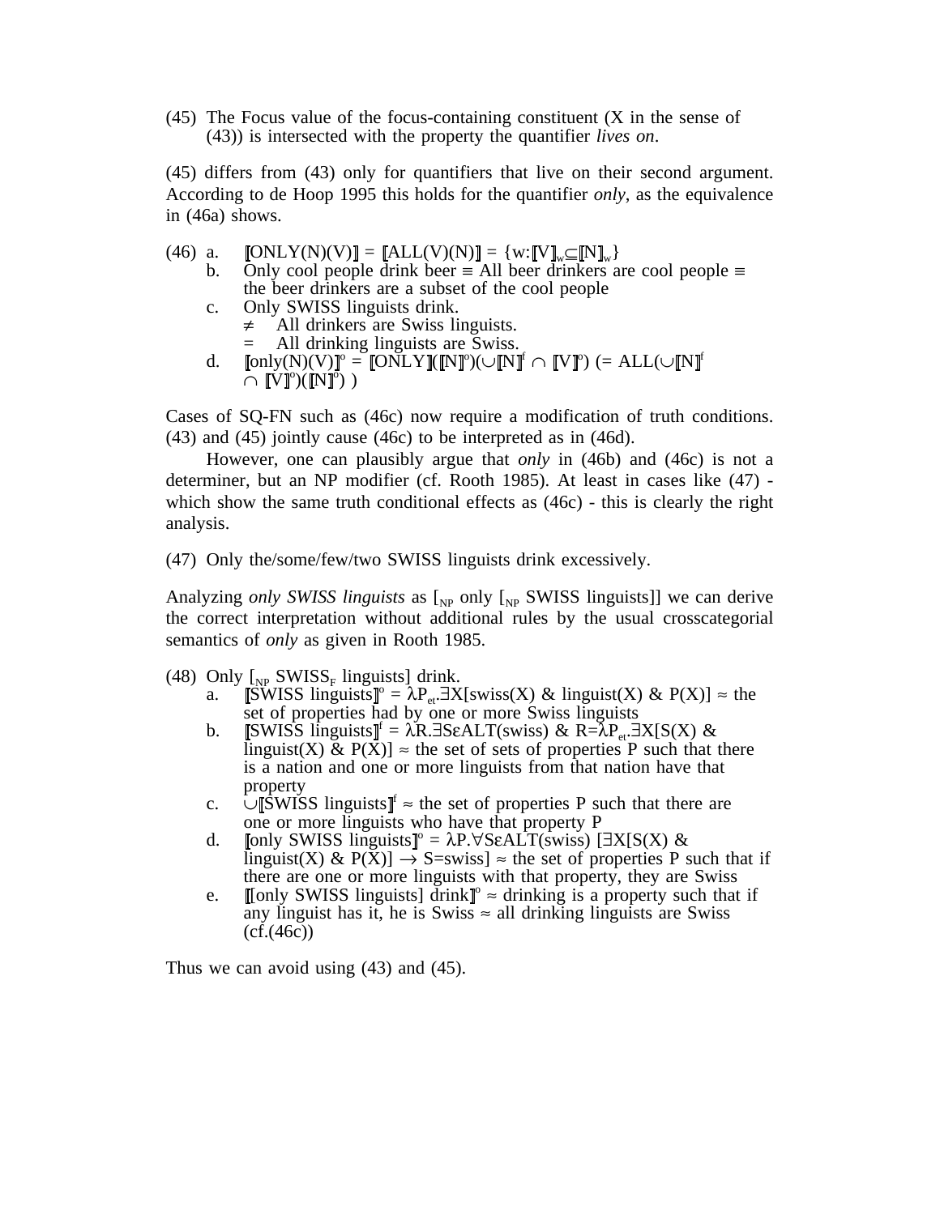(45) The Focus value of the focus-containing constituent (X in the sense of (43)) is intersected with the property the quantifier *lives on*.

(45) differs from (43) only for quantifiers that live on their second argument. According to de Hoop 1995 this holds for the quantifier *only*, as the equivalence in (46a) shows.

(46) a. $[\![\text{ONLY(N)(V)}]\!] = [\![\text{ALL(V)(N)}]\!] = \{w{:}[\![V]\!]_w \subseteq [\![N]\!]_w\}$

b. Only cool people drink beer ≡ All beer drinkers are cool people ≡ the beer drinkers are a subset of the cool people

c. Only SWISS linguists drink.
≠ All drinkers are Swiss linguists.
= All drinking linguists are Swiss.

d. $[\![\text{only(N)(V)}]\!]^o = [\![\text{ONLY}]\!]([\![N]\!]^o)(\cup[\![N]\!]^f \cap [\![V]\!]^o)$ $(= \text{ALL}(\cup[\![N]\!]^f \cap [\![V]\!]^o)([\![N]\!]^o))$

Cases of SQ-FN such as (46c) now require a modification of truth conditions. (43) and (45) jointly cause (46c) to be interpreted as in (46d).

However, one can plausibly argue that *only* in (46b) and (46c) is not a determiner, but an NP modifier (cf. Rooth 1985). At least in cases like (47) - which show the same truth conditional effects as (46c) - this is clearly the right analysis.

(47) Only the/some/few/two SWISS linguists drink excessively.

Analyzing *only SWISS linguists* as $[_{NP}$ only $[_{NP}$ SWISS linguists]] we can derive the correct interpretation without additional rules by the usual crosscategorial semantics of *only* as given in Rooth 1985.

(48) Only $[_{NP}$ SWISS$_F$ linguists] drink.

a. $[\![\text{SWISS linguists}]\!]^o = \lambda P_{et}.\exists X[\text{swiss}(X) \,\&\, \text{linguist}(X) \,\&\, P(X)]$ ≈ the set of properties had by one or more Swiss linguists

b. $[\![\text{SWISS linguists}]\!]^f = \lambda R.\exists S \varepsilon \text{ALT(swiss)} \,\&\, R{=}\lambda P_{et}.\exists X[S(X) \,\&\, \text{linguist}(X) \,\&\, P(X)]$ ≈ the set of sets of properties P such that there is a nation and one or more linguists from that nation have that property

c. $\cup[\![\text{SWISS linguists}]\!]^f$ ≈ the set of properties P such that there are one or more linguists who have that property P

d. $[\![\text{only SWISS linguists}]\!]^o = \lambda P.\forall S \varepsilon \text{ALT(swiss)}\, [\exists X[S(X) \,\&\, \text{linguist}(X) \,\&\, P(X)] \rightarrow S{=}\text{swiss}]$ ≈ the set of properties P such that if there are one or more linguists with that property, they are Swiss

e. $[\![\text{[only SWISS linguists] drink}]\!]^o$ ≈ drinking is a property such that if any linguist has it, he is Swiss ≈ all drinking linguists are Swiss (cf.(46c))

Thus we can avoid using (43) and (45).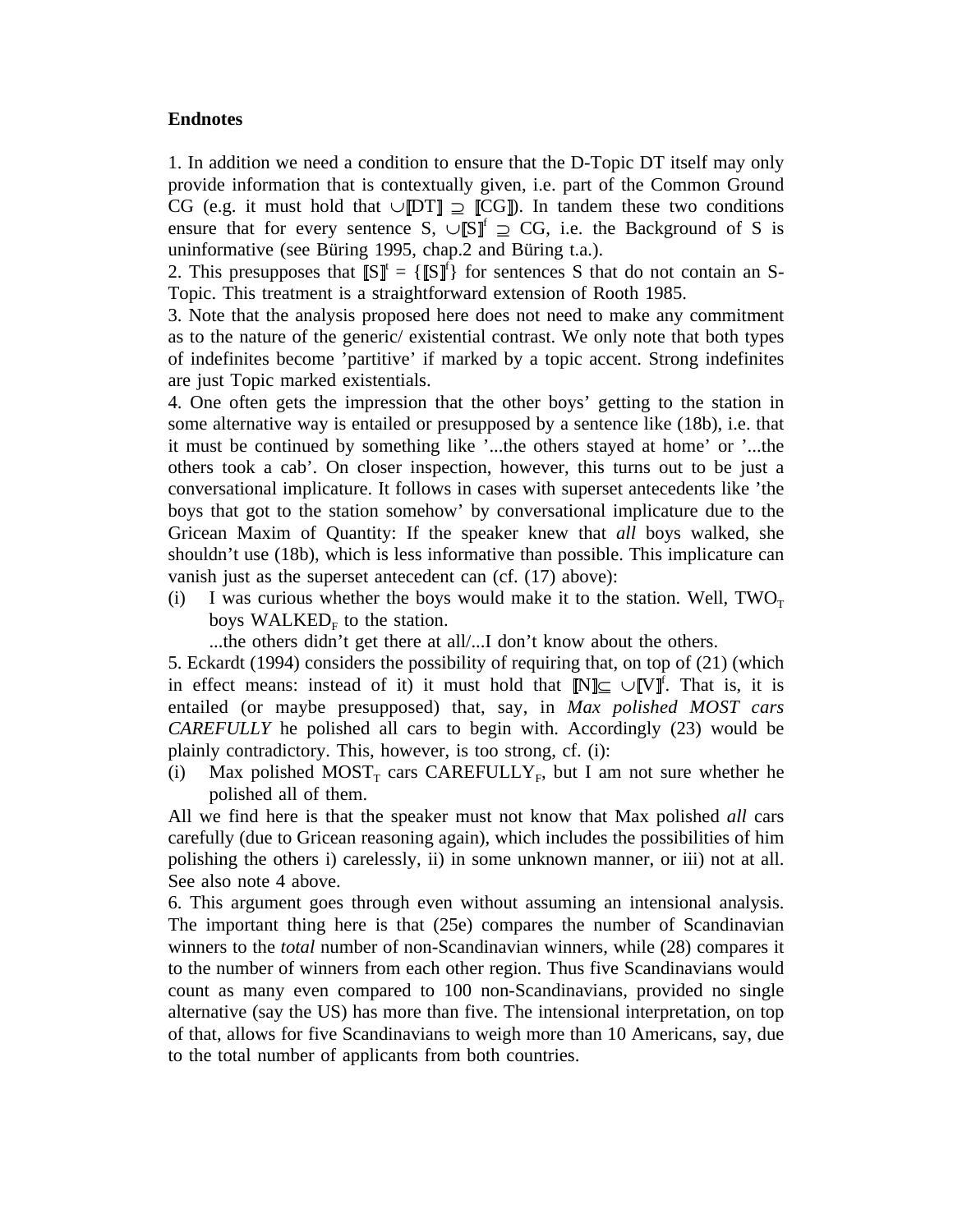**Endnotes**

1. In addition we need a condition to ensure that the D-Topic DT itself may only provide information that is contextually given, i.e. part of the Common Ground CG (e.g. it must hold that $\cup[\![DT]\!] \supseteq [\![CG]\!]$). In tandem these two conditions ensure that for every sentence S, $\cup[\![S]\!]^f \supseteq$ CG, i.e. the Background of S is uninformative (see Büring 1995, chap.2 and Büring t.a.).

2. This presupposes that $[\![S]\!]^t = \{[\![S]\!]^f\}$ for sentences S that do not contain an S-Topic. This treatment is a straightforward extension of Rooth 1985.

3. Note that the analysis proposed here does not need to make any commitment as to the nature of the generic/ existential contrast. We only note that both types of indefinites become 'partitive' if marked by a topic accent. Strong indefinites are just Topic marked existentials.

4. One often gets the impression that the other boys' getting to the station in some alternative way is entailed or presupposed by a sentence like (18b), i.e. that it must be continued by something like '...the others stayed at home' or '...the others took a cab'. On closer inspection, however, this turns out to be just a conversational implicature. It follows in cases with superset antecedents like 'the boys that got to the station somehow' by conversational implicature due to the Gricean Maxim of Quantity: If the speaker knew that *all* boys walked, she shouldn't use (18b), which is less informative than possible. This implicature can vanish just as the superset antecedent can (cf. (17) above):

(i) I was curious whether the boys would make it to the station. Well, $\text{TWO}_T$ boys $\text{WALKED}_F$ to the station.
...the others didn't get there at all/...I don't know about the others.

5. Eckardt (1994) considers the possibility of requiring that, on top of (21) (which in effect means: instead of it) it must hold that $[\![N]\!] \subseteq \cup[\![V]\!]^f$. That is, it is entailed (or maybe presupposed) that, say, in *Max polished MOST cars CAREFULLY* he polished all cars to begin with. Accordingly (23) would be plainly contradictory. This, however, is too strong, cf. (i):

(i) Max polished $\text{MOST}_T$ cars $\text{CAREFULLY}_F$, but I am not sure whether he polished all of them.

All we find here is that the speaker must not know that Max polished *all* cars carefully (due to Gricean reasoning again), which includes the possibilities of him polishing the others i) carelessly, ii) in some unknown manner, or iii) not at all. See also note 4 above.

6. This argument goes through even without assuming an intensional analysis. The important thing here is that (25e) compares the number of Scandinavian winners to the *total* number of non-Scandinavian winners, while (28) compares it to the number of winners from each other region. Thus five Scandinavians would count as many even compared to 100 non-Scandinavians, provided no single alternative (say the US) has more than five. The intensional interpretation, on top of that, allows for five Scandinavians to weigh more than 10 Americans, say, due to the total number of applicants from both countries.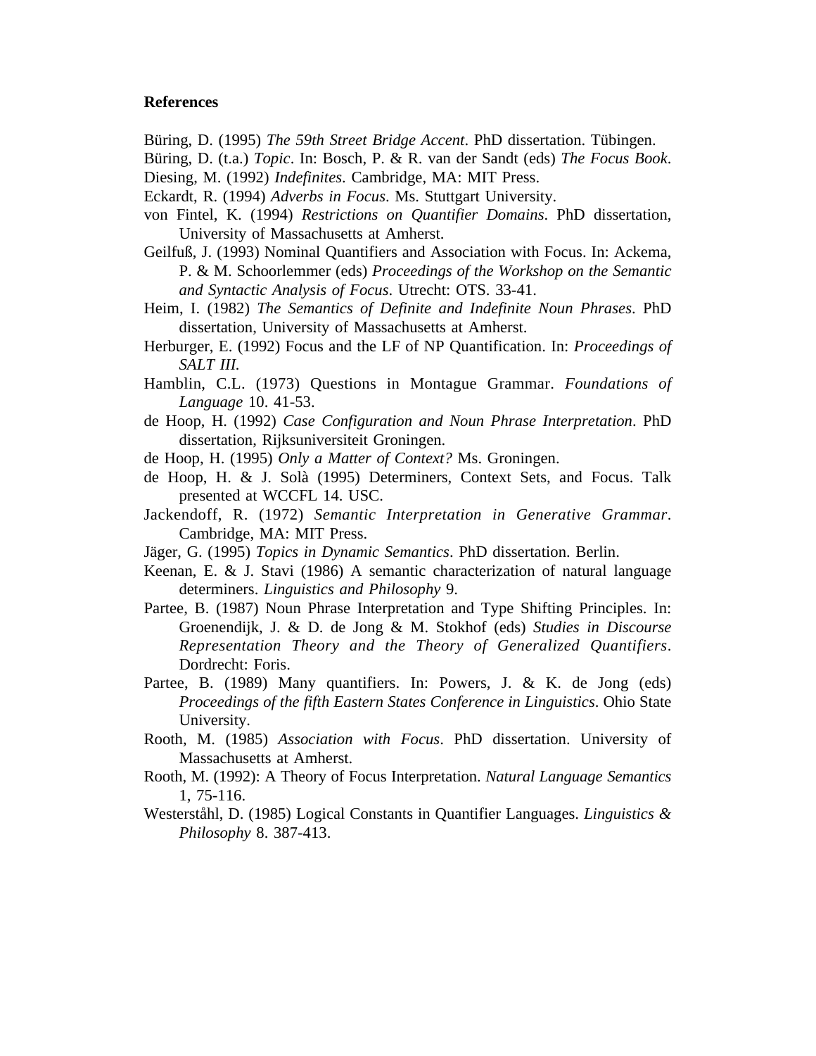**References**

Büring, D. (1995) *The 59th Street Bridge Accent*. PhD dissertation. Tübingen.

Büring, D. (t.a.) *Topic*. In: Bosch, P. & R. van der Sandt (eds) *The Focus Book*.

Diesing, M. (1992) *Indefinites*. Cambridge, MA: MIT Press.

Eckardt, R. (1994) *Adverbs in Focus*. Ms. Stuttgart University.

von Fintel, K. (1994) *Restrictions on Quantifier Domains*. PhD dissertation, University of Massachusetts at Amherst.

Geilfuß, J. (1993) Nominal Quantifiers and Association with Focus. In: Ackema, P. & M. Schoorlemmer (eds) *Proceedings of the Workshop on the Semantic and Syntactic Analysis of Focus*. Utrecht: OTS. 33-41.

Heim, I. (1982) *The Semantics of Definite and Indefinite Noun Phrases*. PhD dissertation, University of Massachusetts at Amherst.

Herburger, E. (1992) Focus and the LF of NP Quantification. In: *Proceedings of SALT III.*

Hamblin, C.L. (1973) Questions in Montague Grammar. *Foundations of Language* 10. 41-53.

de Hoop, H. (1992) *Case Configuration and Noun Phrase Interpretation*. PhD dissertation, Rijksuniversiteit Groningen.

de Hoop, H. (1995) *Only a Matter of Context?* Ms. Groningen.

de Hoop, H. & J. Solà (1995) Determiners, Context Sets, and Focus. Talk presented at WCCFL 14. USC.

Jackendoff, R. (1972) *Semantic Interpretation in Generative Grammar*. Cambridge, MA: MIT Press.

Jäger, G. (1995) *Topics in Dynamic Semantics*. PhD dissertation. Berlin.

Keenan, E. & J. Stavi (1986) A semantic characterization of natural language determiners. *Linguistics and Philosophy* 9.

Partee, B. (1987) Noun Phrase Interpretation and Type Shifting Principles. In: Groenendijk, J. & D. de Jong & M. Stokhof (eds) *Studies in Discourse Representation Theory and the Theory of Generalized Quantifiers*. Dordrecht: Foris.

Partee, B. (1989) Many quantifiers. In: Powers, J. & K. de Jong (eds) *Proceedings of the fifth Eastern States Conference in Linguistics*. Ohio State University.

Rooth, M. (1985) *Association with Focus*. PhD dissertation. University of Massachusetts at Amherst.

Rooth, M. (1992): A Theory of Focus Interpretation. *Natural Language Semantics* 1, 75-116.

Westerståhl, D. (1985) Logical Constants in Quantifier Languages. *Linguistics & Philosophy* 8. 387-413.